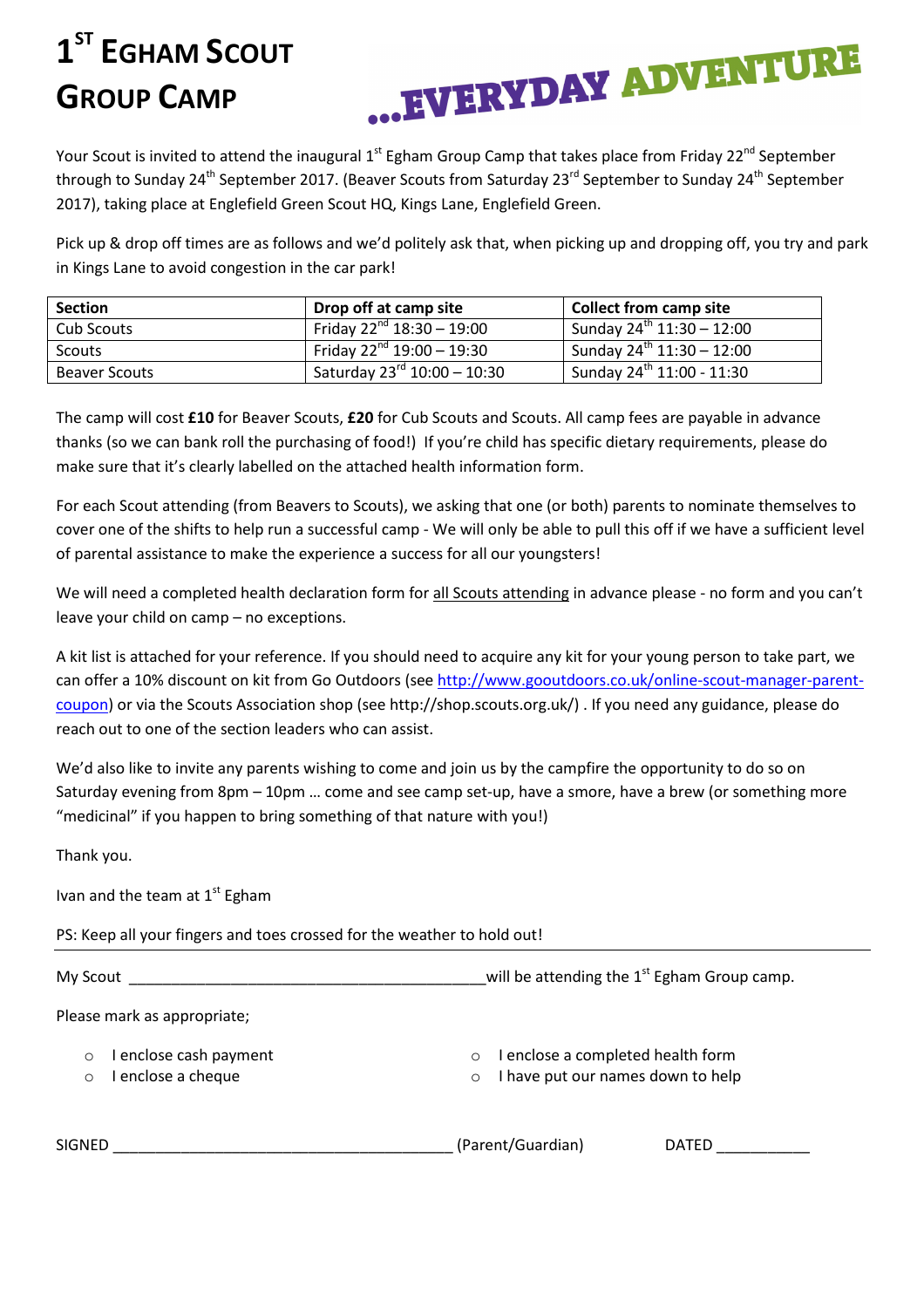# 1[st] Egham Scout Group Camp

...EVERYDAY ADVENTURE

Your Scout is invited to attend the inaugural 1st Egham Group Camp that takes place from Friday 22nd September through to Sunday 24th September 2017. (Beaver Scouts from Saturday 23rd September to Sunday 24th September 2017), taking place at Englefield Green Scout HQ, Kings Lane, Englefield Green.

Pick up & drop off times are as follows and we'd politely ask that, when picking up and dropping off, you try and park in Kings Lane to avoid congestion in the car park!

| Section | Drop off at camp site | Collect from camp site |
|---|---|---|
| Cub Scouts | Friday 22nd 18:30 – 19:00 | Sunday 24th 11:30 – 12:00 |
| Scouts | Friday 22nd 19:00 – 19:30 | Sunday 24th 11:30 – 12:00 |
| Beaver Scouts | Saturday 23rd 10:00 – 10:30 | Sunday 24th 11:00 - 11:30 |

The camp will cost **£10** for Beaver Scouts, **£20** for Cub Scouts and Scouts. All camp fees are payable in advance thanks (so we can bank roll the purchasing of food!) If you're child has specific dietary requirements, please do make sure that it's clearly labelled on the attached health information form.

For each Scout attending (from Beavers to Scouts), we asking that one (or both) parents to nominate themselves to cover one of the shifts to help run a successful camp - We will only be able to pull this off if we have a sufficient level of parental assistance to make the experience a success for all our youngsters!

We will need a completed health declaration form for all Scouts attending in advance please - no form and you can't leave your child on camp – no exceptions.

A kit list is attached for your reference. If you should need to acquire any kit for your young person to take part, we can offer a 10% discount on kit from Go Outdoors (see http://www.gooutdoors.co.uk/online-scout-manager-parent-coupon) or via the Scouts Association shop (see http://shop.scouts.org.uk/) . If you need any guidance, please do reach out to one of the section leaders who can assist.

We'd also like to invite any parents wishing to come and join us by the campfire the opportunity to do so on Saturday evening from 8pm – 10pm … come and see camp set-up, have a smore, have a brew (or something more "medicinal" if you happen to bring something of that nature with you!)

Thank you.

Ivan and the team at 1st Egham

PS: Keep all your fingers and toes crossed for the weather to hold out!

---

My Scout ___________________________________________will be attending the 1st Egham Group camp.

Please mark as appropriate;

- ○ I enclose cash payment
- ○ I enclose a cheque
- ○ I enclose a completed health form
- ○ I have put our names down to help

SIGNED ________________________________________ (Parent/Guardian) DATED ___________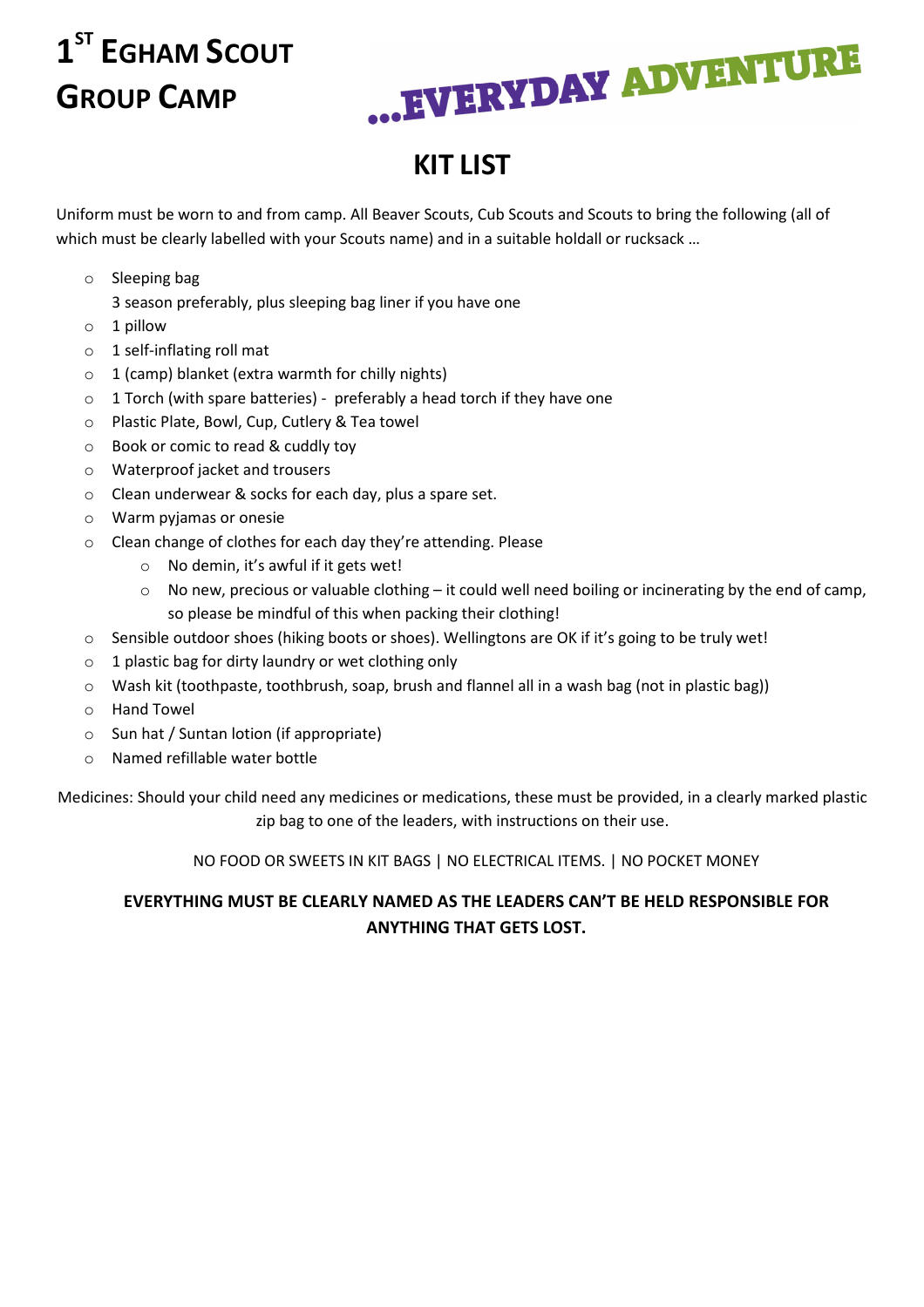# 1[ST] EGHAM SCOUT GROUP CAMP

...EVERYDAY ADVENTURE

## KIT LIST

Uniform must be worn to and from camp. All Beaver Scouts, Cub Scouts and Scouts to bring the following (all of which must be clearly labelled with your Scouts name) and in a suitable holdall or rucksack …

- Sleeping bag
  3 season preferably, plus sleeping bag liner if you have one
- 1 pillow
- 1 self-inflating roll mat
- 1 (camp) blanket (extra warmth for chilly nights)
- 1 Torch (with spare batteries) - preferably a head torch if they have one
- Plastic Plate, Bowl, Cup, Cutlery & Tea towel
- Book or comic to read & cuddly toy
- Waterproof jacket and trousers
- Clean underwear & socks for each day, plus a spare set.
- Warm pyjamas or onesie
- Clean change of clothes for each day they're attending. Please
  - No demin, it's awful if it gets wet!
  - No new, precious or valuable clothing – it could well need boiling or incinerating by the end of camp, so please be mindful of this when packing their clothing!
- Sensible outdoor shoes (hiking boots or shoes). Wellingtons are OK if it's going to be truly wet!
- 1 plastic bag for dirty laundry or wet clothing only
- Wash kit (toothpaste, toothbrush, soap, brush and flannel all in a wash bag (not in plastic bag))
- Hand Towel
- Sun hat / Suntan lotion (if appropriate)
- Named refillable water bottle

Medicines: Should your child need any medicines or medications, these must be provided, in a clearly marked plastic zip bag to one of the leaders, with instructions on their use.

NO FOOD OR SWEETS IN KIT BAGS | NO ELECTRICAL ITEMS. | NO POCKET MONEY

**EVERYTHING MUST BE CLEARLY NAMED AS THE LEADERS CAN'T BE HELD RESPONSIBLE FOR ANYTHING THAT GETS LOST.**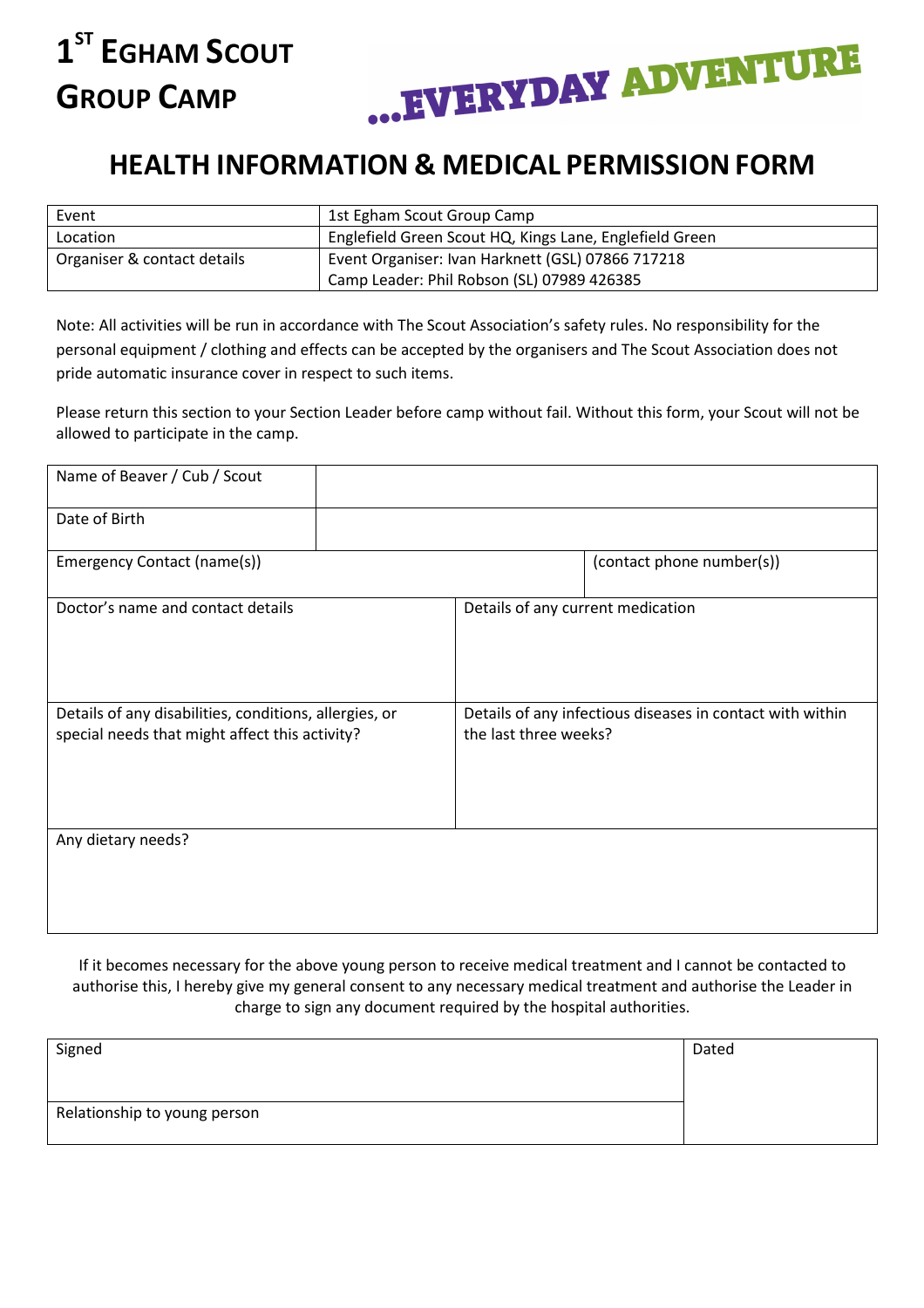# 1[ST] EGHAM SCOUT GROUP CAMP

...EVERYDAY ADVENTURE

## HEALTH INFORMATION & MEDICAL PERMISSION FORM

| | |
|---|---|
| Event | 1st Egham Scout Group Camp |
| Location | Englefield Green Scout HQ, Kings Lane, Englefield Green |
| Organiser & contact details | Event Organiser: Ivan Harknett (GSL) 07866 717218<br>Camp Leader: Phil Robson (SL) 07989 426385 |

Note: All activities will be run in accordance with The Scout Association's safety rules. No responsibility for the personal equipment / clothing and effects can be accepted by the organisers and The Scout Association does not pride automatic insurance cover in respect to such items.

Please return this section to your Section Leader before camp without fail. Without this form, your Scout will not be allowed to participate in the camp.

| | |
|---|---|
| Name of Beaver / Cub / Scout | |
| Date of Birth | |
| Emergency Contact (name(s)) | (contact phone number(s)) |
| Doctor's name and contact details | Details of any current medication |
| Details of any disabilities, conditions, allergies, or special needs that might affect this activity? | Details of any infectious diseases in contact with within the last three weeks? |
| Any dietary needs? | |

If it becomes necessary for the above young person to receive medical treatment and I cannot be contacted to authorise this, I hereby give my general consent to any necessary medical treatment and authorise the Leader in charge to sign any document required by the hospital authorities.

| | |
|---|---|
| Signed | Dated |
| Relationship to young person | |